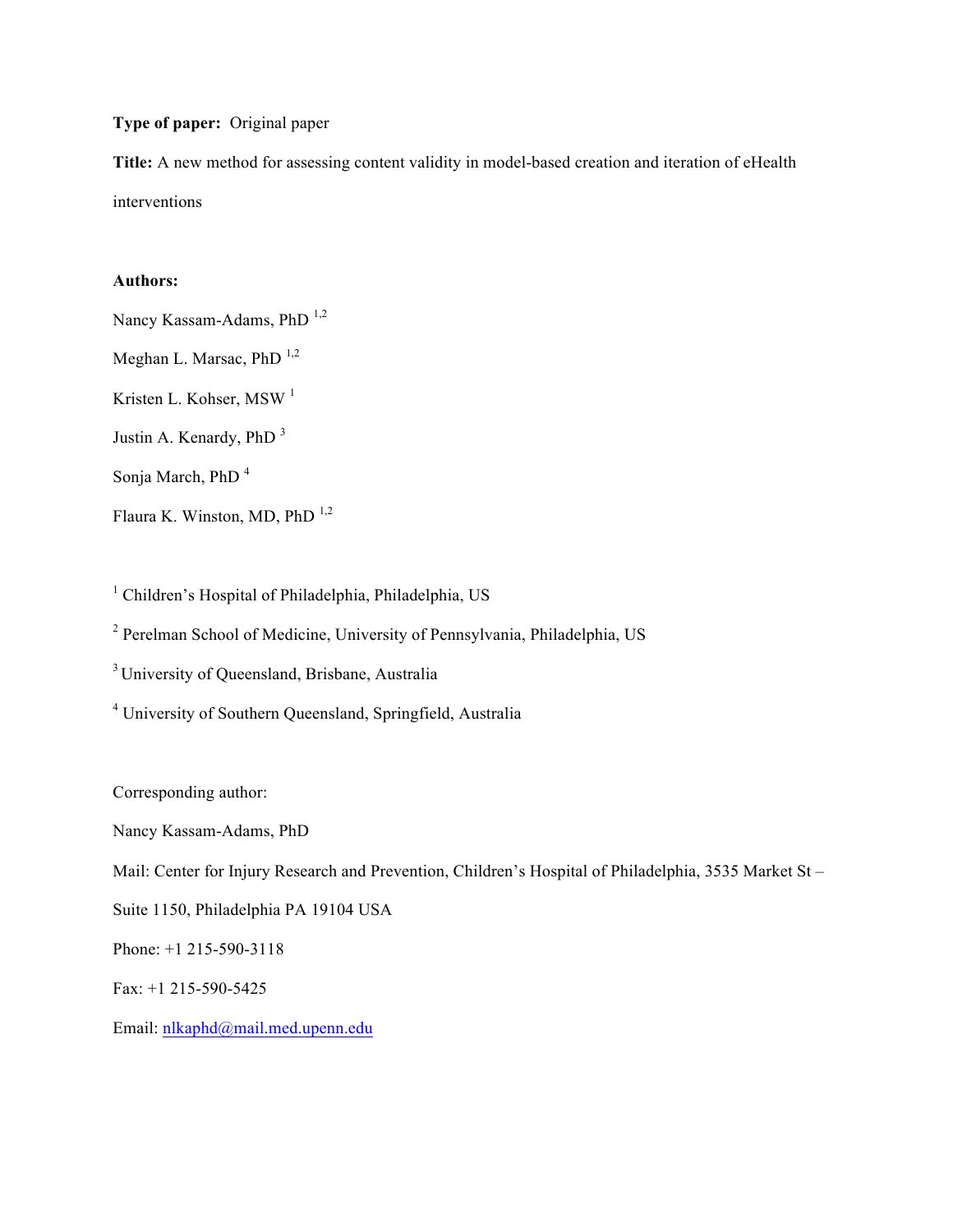**Type of paper:** Original paper

**Title:** A new method for assessing content validity in model-based creation and iteration of eHealth interventions

**Authors:**

Nancy Kassam-Adams, PhD [1,2]

Meghan L. Marsac, PhD [1,2]

Kristen L. Kohser, MSW [1]

Justin A. Kenardy, PhD [3]

Sonja March, PhD [4]

Flaura K. Winston, MD, PhD [1,2]

[1] Children's Hospital of Philadelphia, Philadelphia, US

[2] Perelman School of Medicine, University of Pennsylvania, Philadelphia, US

[3] University of Queensland, Brisbane, Australia

[4] University of Southern Queensland, Springfield, Australia

Corresponding author:

Nancy Kassam-Adams, PhD

Mail: Center for Injury Research and Prevention, Children's Hospital of Philadelphia, 3535 Market St – Suite 1150, Philadelphia PA 19104 USA

Phone: +1 215-590-3118

Fax: +1 215-590-5425

Email: nlkaphd@mail.med.upenn.edu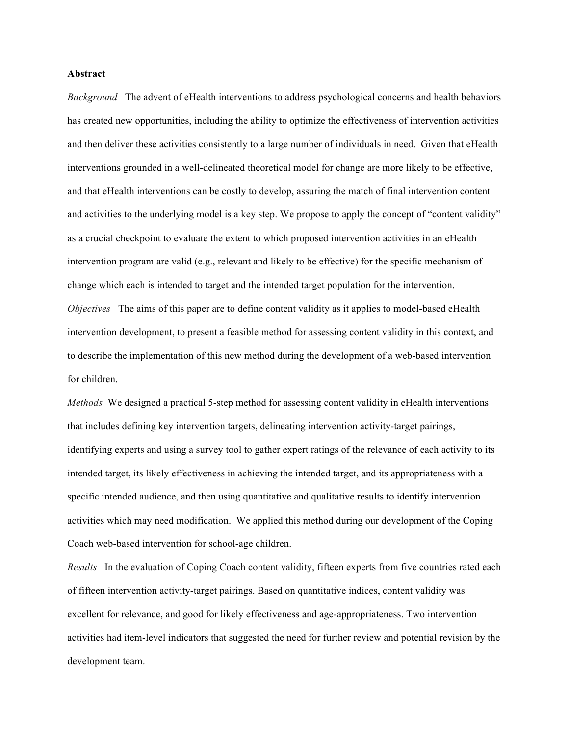**Abstract**

*Background* The advent of eHealth interventions to address psychological concerns and health behaviors has created new opportunities, including the ability to optimize the effectiveness of intervention activities and then deliver these activities consistently to a large number of individuals in need. Given that eHealth interventions grounded in a well-delineated theoretical model for change are more likely to be effective, and that eHealth interventions can be costly to develop, assuring the match of final intervention content and activities to the underlying model is a key step. We propose to apply the concept of "content validity" as a crucial checkpoint to evaluate the extent to which proposed intervention activities in an eHealth intervention program are valid (e.g., relevant and likely to be effective) for the specific mechanism of change which each is intended to target and the intended target population for the intervention.

*Objectives* The aims of this paper are to define content validity as it applies to model-based eHealth intervention development, to present a feasible method for assessing content validity in this context, and to describe the implementation of this new method during the development of a web-based intervention for children.

*Methods* We designed a practical 5-step method for assessing content validity in eHealth interventions that includes defining key intervention targets, delineating intervention activity-target pairings, identifying experts and using a survey tool to gather expert ratings of the relevance of each activity to its intended target, its likely effectiveness in achieving the intended target, and its appropriateness with a specific intended audience, and then using quantitative and qualitative results to identify intervention activities which may need modification. We applied this method during our development of the Coping Coach web-based intervention for school-age children.

*Results* In the evaluation of Coping Coach content validity, fifteen experts from five countries rated each of fifteen intervention activity-target pairings. Based on quantitative indices, content validity was excellent for relevance, and good for likely effectiveness and age-appropriateness. Two intervention activities had item-level indicators that suggested the need for further review and potential revision by the development team.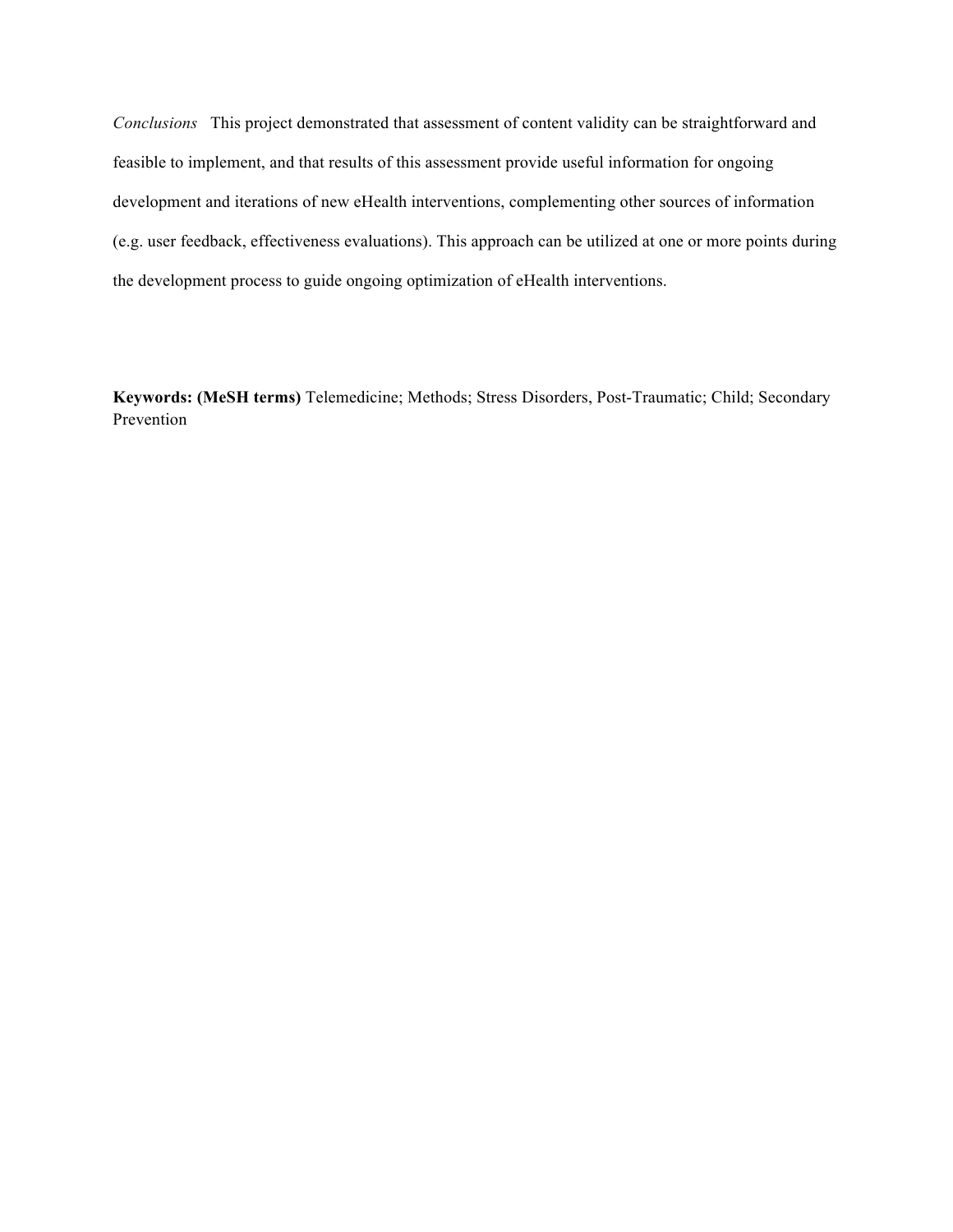*Conclusions* This project demonstrated that assessment of content validity can be straightforward and feasible to implement, and that results of this assessment provide useful information for ongoing development and iterations of new eHealth interventions, complementing other sources of information (e.g. user feedback, effectiveness evaluations). This approach can be utilized at one or more points during the development process to guide ongoing optimization of eHealth interventions.

**Keywords: (MeSH terms)** Telemedicine; Methods; Stress Disorders, Post-Traumatic; Child; Secondary Prevention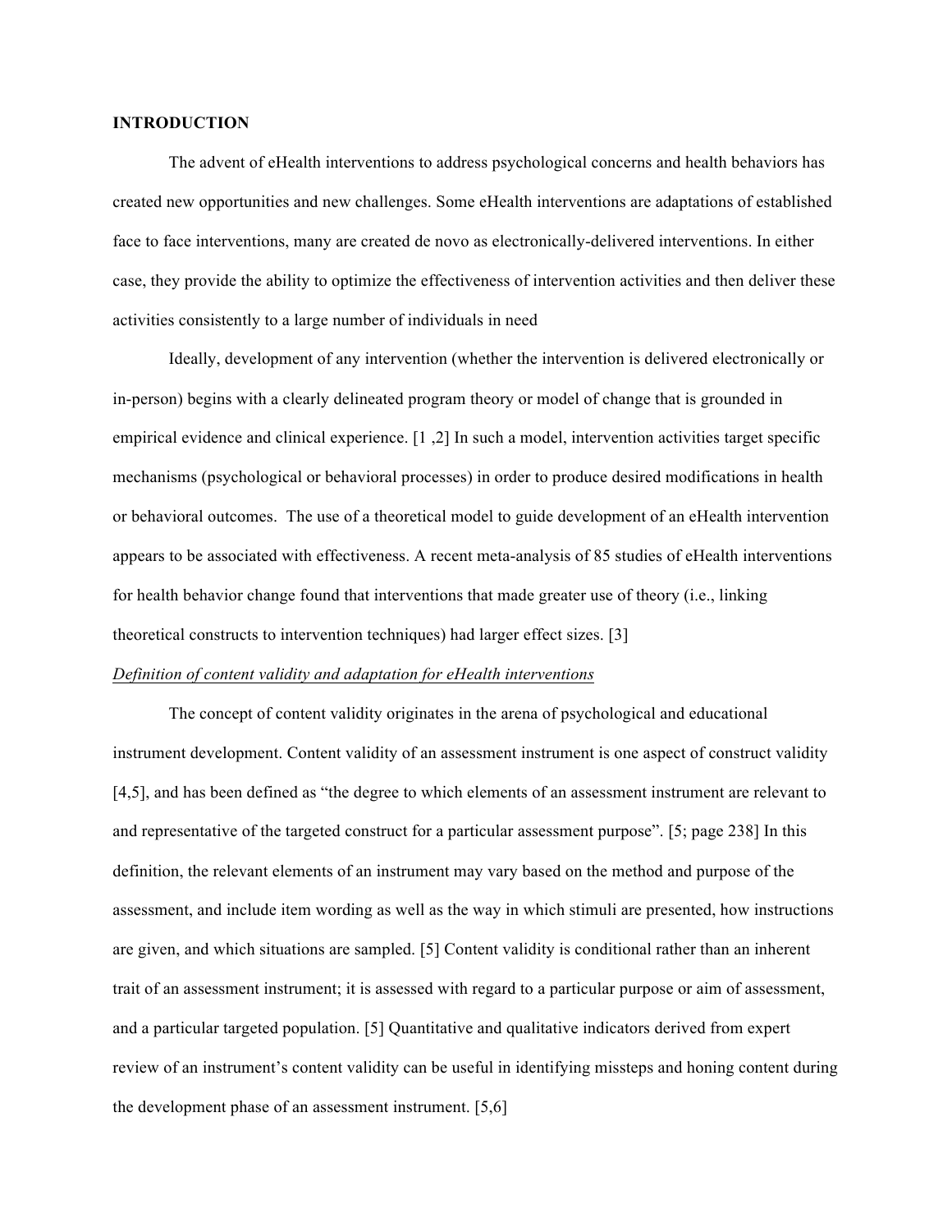**INTRODUCTION**

The advent of eHealth interventions to address psychological concerns and health behaviors has created new opportunities and new challenges. Some eHealth interventions are adaptations of established face to face interventions, many are created de novo as electronically-delivered interventions. In either case, they provide the ability to optimize the effectiveness of intervention activities and then deliver these activities consistently to a large number of individuals in need

Ideally, development of any intervention (whether the intervention is delivered electronically or in-person) begins with a clearly delineated program theory or model of change that is grounded in empirical evidence and clinical experience. [1 ,2] In such a model, intervention activities target specific mechanisms (psychological or behavioral processes) in order to produce desired modifications in health or behavioral outcomes. The use of a theoretical model to guide development of an eHealth intervention appears to be associated with effectiveness. A recent meta-analysis of 85 studies of eHealth interventions for health behavior change found that interventions that made greater use of theory (i.e., linking theoretical constructs to intervention techniques) had larger effect sizes. [3]

*Definition of content validity and adaptation for eHealth interventions*

The concept of content validity originates in the arena of psychological and educational instrument development. Content validity of an assessment instrument is one aspect of construct validity [4,5], and has been defined as "the degree to which elements of an assessment instrument are relevant to and representative of the targeted construct for a particular assessment purpose". [5; page 238] In this definition, the relevant elements of an instrument may vary based on the method and purpose of the assessment, and include item wording as well as the way in which stimuli are presented, how instructions are given, and which situations are sampled. [5] Content validity is conditional rather than an inherent trait of an assessment instrument; it is assessed with regard to a particular purpose or aim of assessment, and a particular targeted population. [5] Quantitative and qualitative indicators derived from expert review of an instrument's content validity can be useful in identifying missteps and honing content during the development phase of an assessment instrument. [5,6]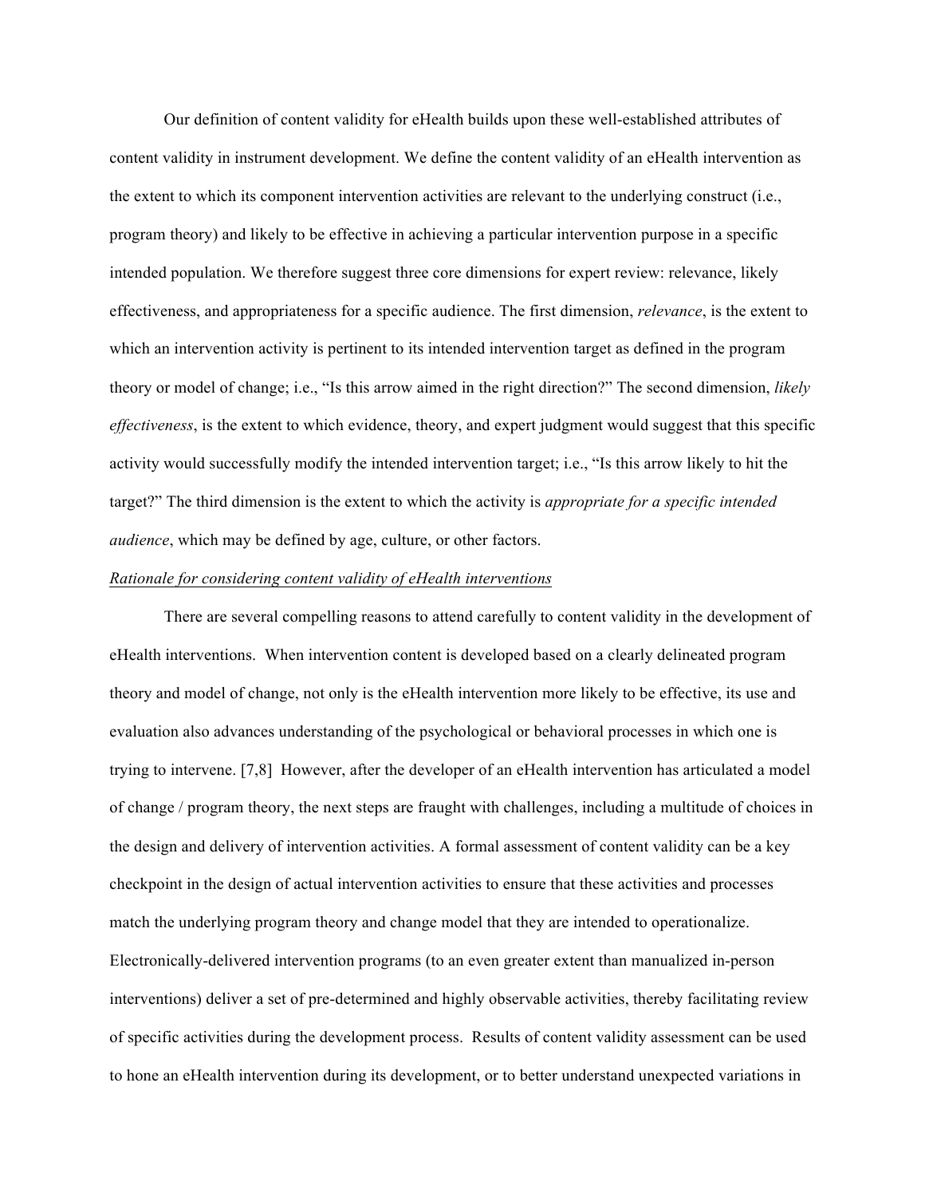Our definition of content validity for eHealth builds upon these well-established attributes of content validity in instrument development. We define the content validity of an eHealth intervention as the extent to which its component intervention activities are relevant to the underlying construct (i.e., program theory) and likely to be effective in achieving a particular intervention purpose in a specific intended population. We therefore suggest three core dimensions for expert review: relevance, likely effectiveness, and appropriateness for a specific audience. The first dimension, *relevance*, is the extent to which an intervention activity is pertinent to its intended intervention target as defined in the program theory or model of change; i.e., "Is this arrow aimed in the right direction?" The second dimension, *likely effectiveness*, is the extent to which evidence, theory, and expert judgment would suggest that this specific activity would successfully modify the intended intervention target; i.e., "Is this arrow likely to hit the target?" The third dimension is the extent to which the activity is *appropriate for a specific intended audience*, which may be defined by age, culture, or other factors.

*Rationale for considering content validity of eHealth interventions*

There are several compelling reasons to attend carefully to content validity in the development of eHealth interventions. When intervention content is developed based on a clearly delineated program theory and model of change, not only is the eHealth intervention more likely to be effective, its use and evaluation also advances understanding of the psychological or behavioral processes in which one is trying to intervene. [7,8] However, after the developer of an eHealth intervention has articulated a model of change / program theory, the next steps are fraught with challenges, including a multitude of choices in the design and delivery of intervention activities. A formal assessment of content validity can be a key checkpoint in the design of actual intervention activities to ensure that these activities and processes match the underlying program theory and change model that they are intended to operationalize. Electronically-delivered intervention programs (to an even greater extent than manualized in-person interventions) deliver a set of pre-determined and highly observable activities, thereby facilitating review of specific activities during the development process. Results of content validity assessment can be used to hone an eHealth intervention during its development, or to better understand unexpected variations in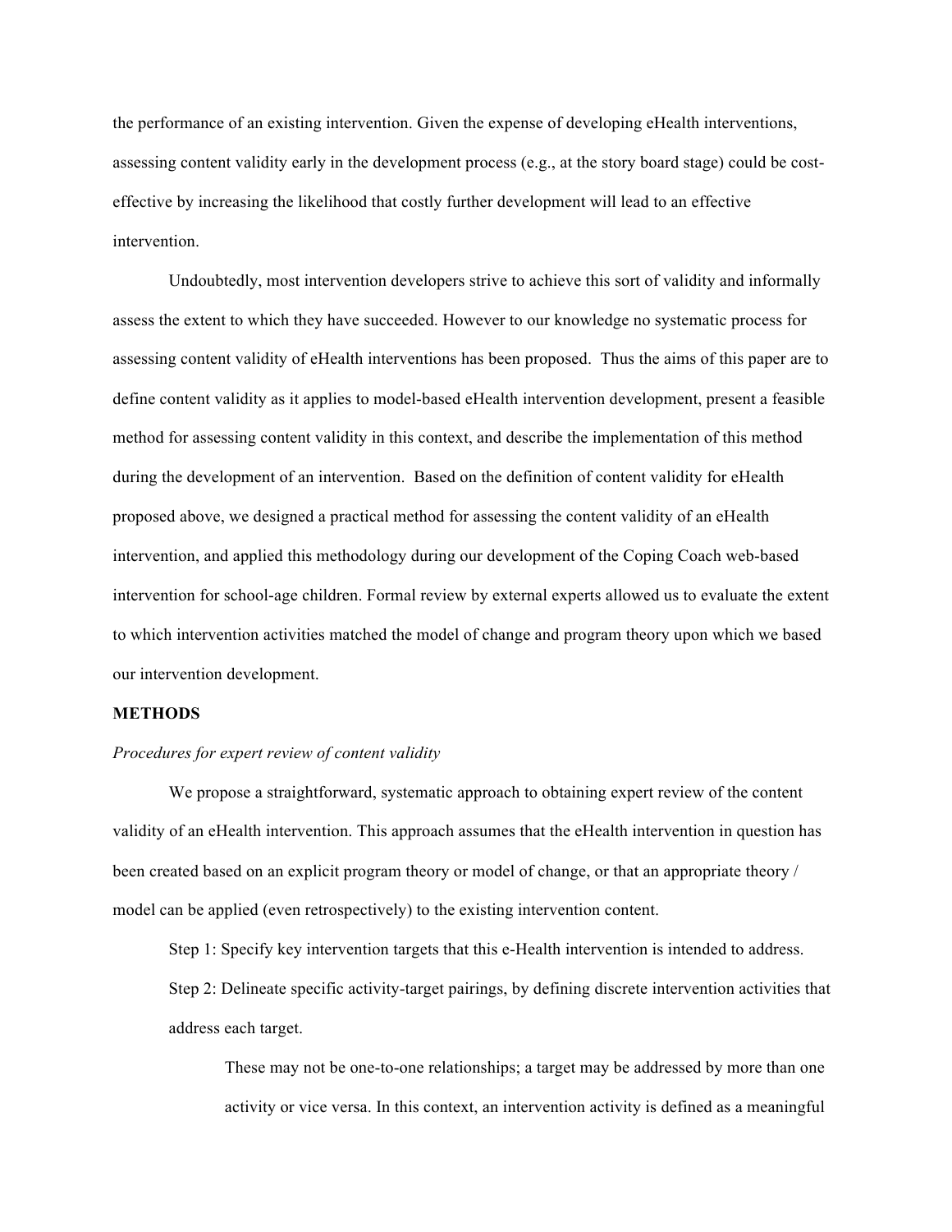the performance of an existing intervention. Given the expense of developing eHealth interventions, assessing content validity early in the development process (e.g., at the story board stage) could be cost-effective by increasing the likelihood that costly further development will lead to an effective intervention.

Undoubtedly, most intervention developers strive to achieve this sort of validity and informally assess the extent to which they have succeeded. However to our knowledge no systematic process for assessing content validity of eHealth interventions has been proposed. Thus the aims of this paper are to define content validity as it applies to model-based eHealth intervention development, present a feasible method for assessing content validity in this context, and describe the implementation of this method during the development of an intervention. Based on the definition of content validity for eHealth proposed above, we designed a practical method for assessing the content validity of an eHealth intervention, and applied this methodology during our development of the Coping Coach web-based intervention for school-age children. Formal review by external experts allowed us to evaluate the extent to which intervention activities matched the model of change and program theory upon which we based our intervention development.

**METHODS**

*Procedures for expert review of content validity*

We propose a straightforward, systematic approach to obtaining expert review of the content validity of an eHealth intervention. This approach assumes that the eHealth intervention in question has been created based on an explicit program theory or model of change, or that an appropriate theory / model can be applied (even retrospectively) to the existing intervention content.

Step 1: Specify key intervention targets that this e-Health intervention is intended to address.

Step 2: Delineate specific activity-target pairings, by defining discrete intervention activities that address each target.

These may not be one-to-one relationships; a target may be addressed by more than one activity or vice versa. In this context, an intervention activity is defined as a meaningful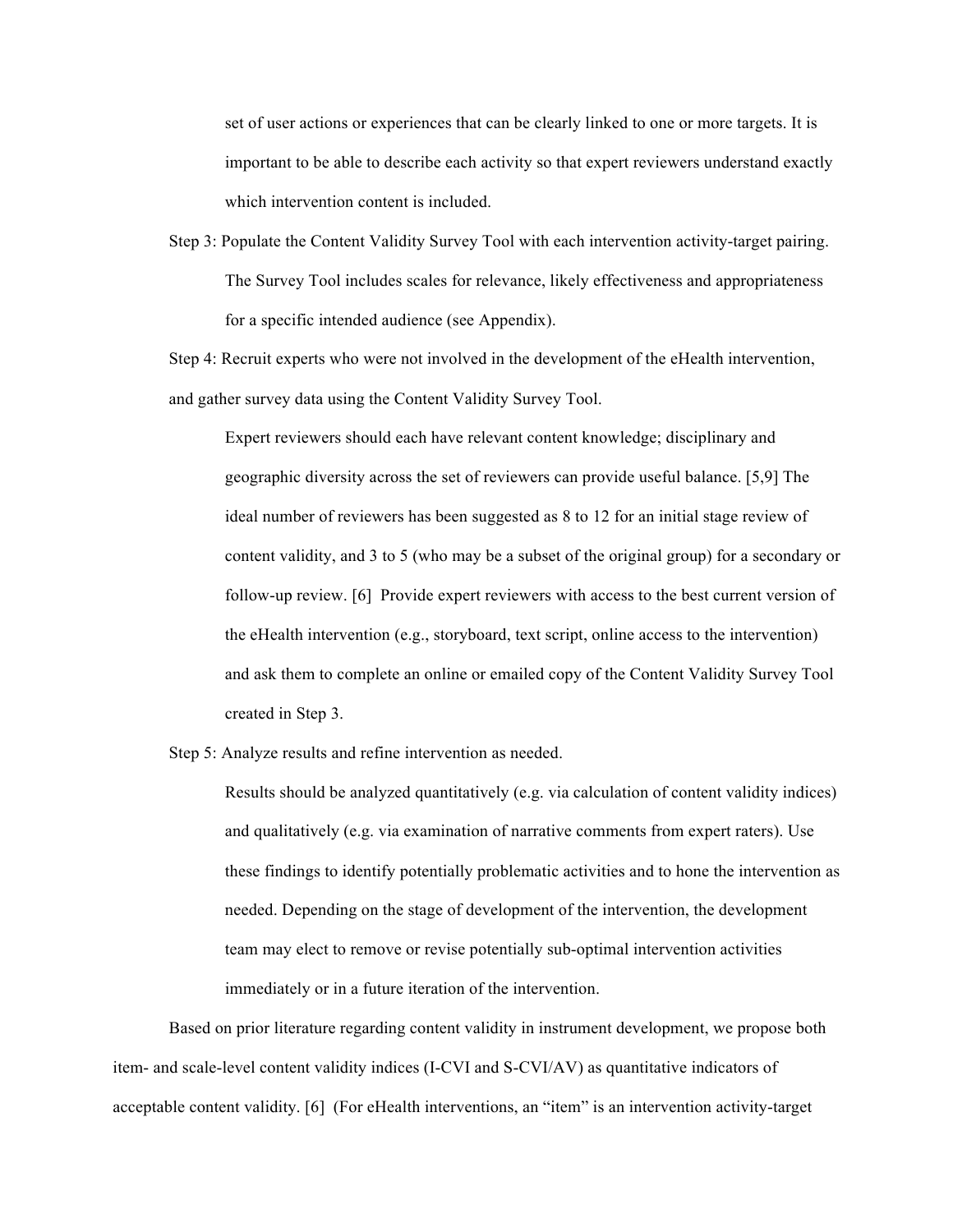set of user actions or experiences that can be clearly linked to one or more targets. It is important to be able to describe each activity so that expert reviewers understand exactly which intervention content is included.

Step 3: Populate the Content Validity Survey Tool with each intervention activity-target pairing.

The Survey Tool includes scales for relevance, likely effectiveness and appropriateness for a specific intended audience (see Appendix).

Step 4: Recruit experts who were not involved in the development of the eHealth intervention, and gather survey data using the Content Validity Survey Tool.

Expert reviewers should each have relevant content knowledge; disciplinary and geographic diversity across the set of reviewers can provide useful balance. [5,9] The ideal number of reviewers has been suggested as 8 to 12 for an initial stage review of content validity, and 3 to 5 (who may be a subset of the original group) for a secondary or follow-up review. [6] Provide expert reviewers with access to the best current version of the eHealth intervention (e.g., storyboard, text script, online access to the intervention) and ask them to complete an online or emailed copy of the Content Validity Survey Tool created in Step 3.

Step 5: Analyze results and refine intervention as needed.

Results should be analyzed quantitatively (e.g. via calculation of content validity indices) and qualitatively (e.g. via examination of narrative comments from expert raters). Use these findings to identify potentially problematic activities and to hone the intervention as needed. Depending on the stage of development of the intervention, the development team may elect to remove or revise potentially sub-optimal intervention activities immediately or in a future iteration of the intervention.

Based on prior literature regarding content validity in instrument development, we propose both item- and scale-level content validity indices (I-CVI and S-CVI/AV) as quantitative indicators of acceptable content validity. [6] (For eHealth interventions, an "item" is an intervention activity-target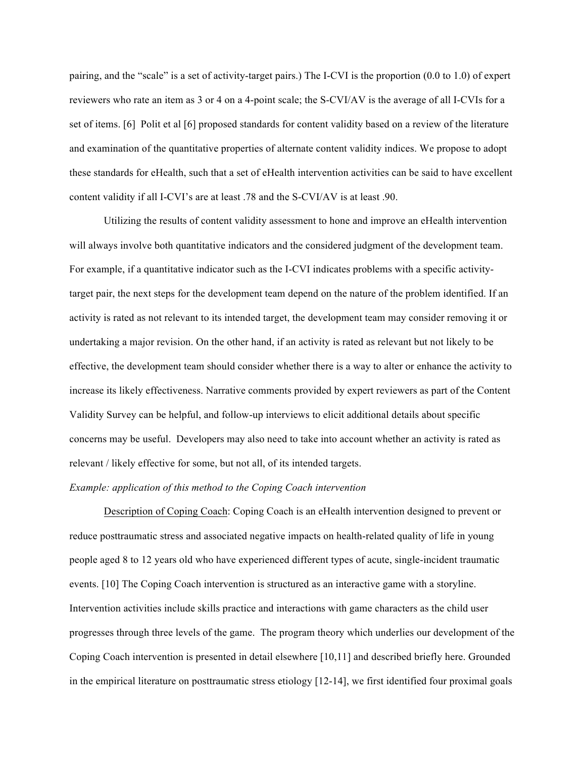pairing, and the "scale" is a set of activity-target pairs.) The I-CVI is the proportion (0.0 to 1.0) of expert reviewers who rate an item as 3 or 4 on a 4-point scale; the S-CVI/AV is the average of all I-CVIs for a set of items. [6] Polit et al [6] proposed standards for content validity based on a review of the literature and examination of the quantitative properties of alternate content validity indices. We propose to adopt these standards for eHealth, such that a set of eHealth intervention activities can be said to have excellent content validity if all I-CVI's are at least .78 and the S-CVI/AV is at least .90.

Utilizing the results of content validity assessment to hone and improve an eHealth intervention will always involve both quantitative indicators and the considered judgment of the development team. For example, if a quantitative indicator such as the I-CVI indicates problems with a specific activity-target pair, the next steps for the development team depend on the nature of the problem identified. If an activity is rated as not relevant to its intended target, the development team may consider removing it or undertaking a major revision. On the other hand, if an activity is rated as relevant but not likely to be effective, the development team should consider whether there is a way to alter or enhance the activity to increase its likely effectiveness. Narrative comments provided by expert reviewers as part of the Content Validity Survey can be helpful, and follow-up interviews to elicit additional details about specific concerns may be useful. Developers may also need to take into account whether an activity is rated as relevant / likely effective for some, but not all, of its intended targets.

*Example: application of this method to the Coping Coach intervention*

Description of Coping Coach: Coping Coach is an eHealth intervention designed to prevent or reduce posttraumatic stress and associated negative impacts on health-related quality of life in young people aged 8 to 12 years old who have experienced different types of acute, single-incident traumatic events. [10] The Coping Coach intervention is structured as an interactive game with a storyline. Intervention activities include skills practice and interactions with game characters as the child user progresses through three levels of the game. The program theory which underlies our development of the Coping Coach intervention is presented in detail elsewhere [10,11] and described briefly here. Grounded in the empirical literature on posttraumatic stress etiology [12-14], we first identified four proximal goals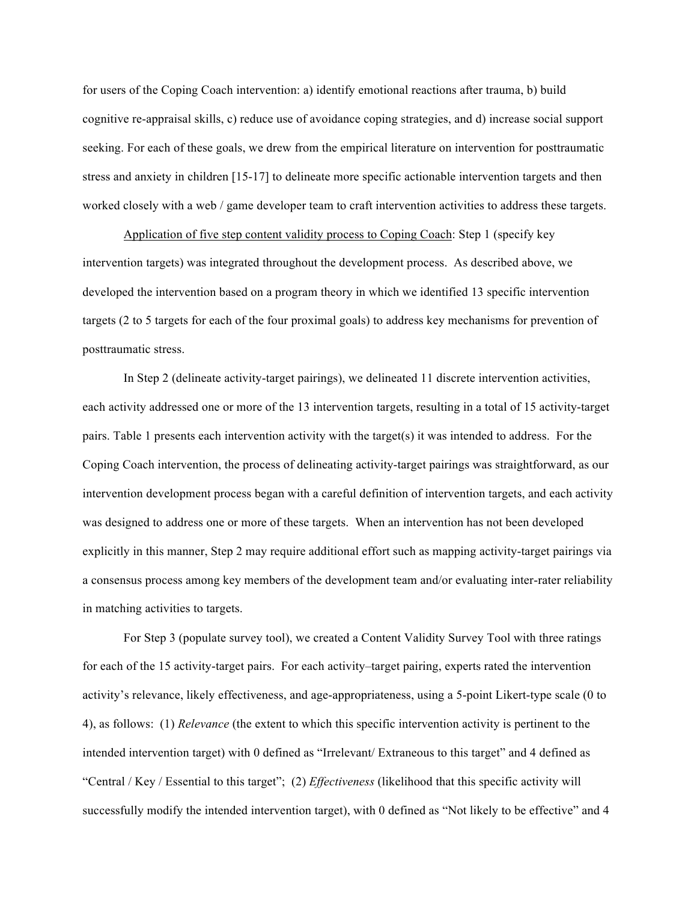for users of the Coping Coach intervention: a) identify emotional reactions after trauma, b) build cognitive re-appraisal skills, c) reduce use of avoidance coping strategies, and d) increase social support seeking. For each of these goals, we drew from the empirical literature on intervention for posttraumatic stress and anxiety in children [15-17] to delineate more specific actionable intervention targets and then worked closely with a web / game developer team to craft intervention activities to address these targets.

Application of five step content validity process to Coping Coach: Step 1 (specify key intervention targets) was integrated throughout the development process. As described above, we developed the intervention based on a program theory in which we identified 13 specific intervention targets (2 to 5 targets for each of the four proximal goals) to address key mechanisms for prevention of posttraumatic stress.

In Step 2 (delineate activity-target pairings), we delineated 11 discrete intervention activities, each activity addressed one or more of the 13 intervention targets, resulting in a total of 15 activity-target pairs. Table 1 presents each intervention activity with the target(s) it was intended to address. For the Coping Coach intervention, the process of delineating activity-target pairings was straightforward, as our intervention development process began with a careful definition of intervention targets, and each activity was designed to address one or more of these targets. When an intervention has not been developed explicitly in this manner, Step 2 may require additional effort such as mapping activity-target pairings via a consensus process among key members of the development team and/or evaluating inter-rater reliability in matching activities to targets.

For Step 3 (populate survey tool), we created a Content Validity Survey Tool with three ratings for each of the 15 activity-target pairs. For each activity–target pairing, experts rated the intervention activity's relevance, likely effectiveness, and age-appropriateness, using a 5-point Likert-type scale (0 to 4), as follows: (1) *Relevance* (the extent to which this specific intervention activity is pertinent to the intended intervention target) with 0 defined as "Irrelevant/ Extraneous to this target" and 4 defined as "Central / Key / Essential to this target"; (2) *Effectiveness* (likelihood that this specific activity will successfully modify the intended intervention target), with 0 defined as "Not likely to be effective" and 4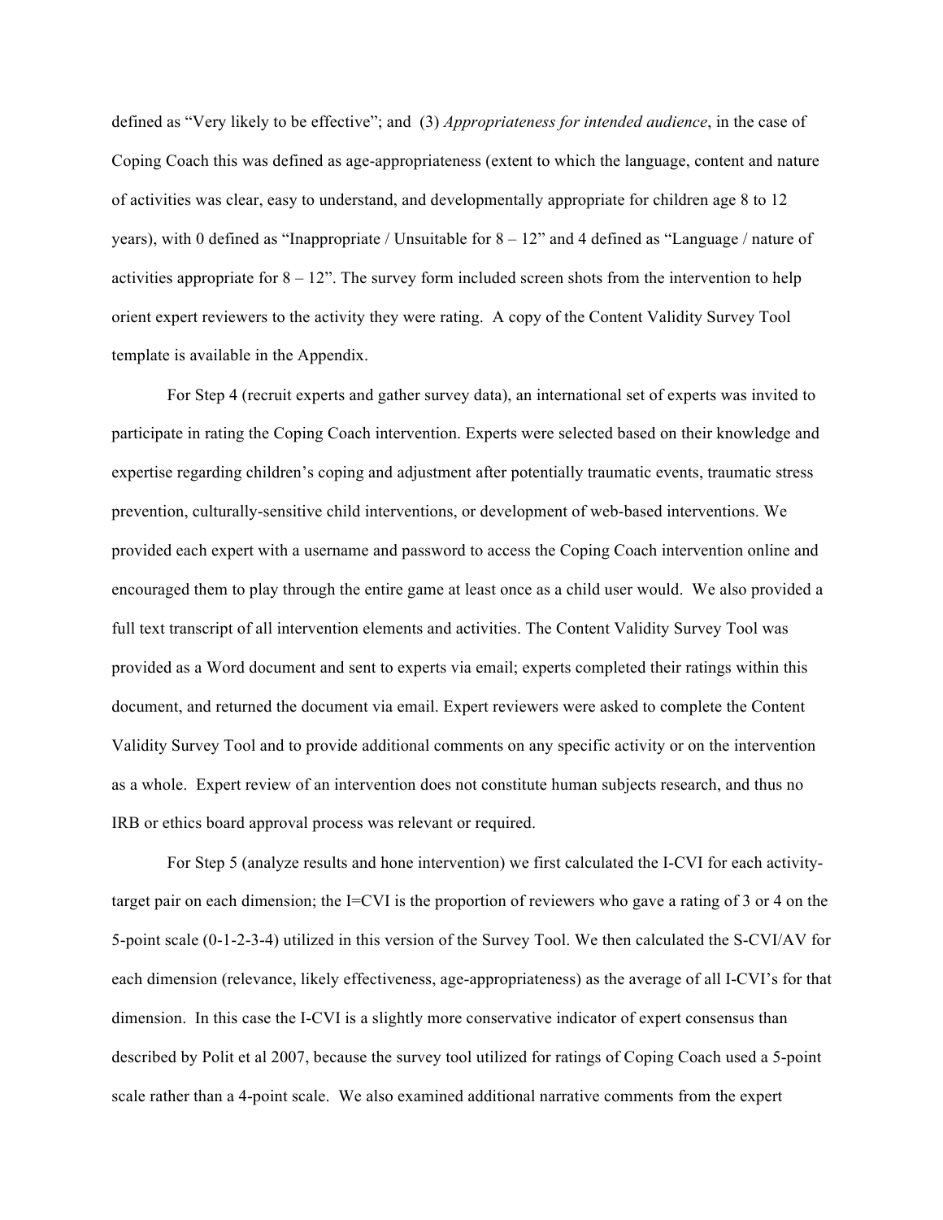defined as "Very likely to be effective"; and (3) *Appropriateness for intended audience*, in the case of Coping Coach this was defined as age-appropriateness (extent to which the language, content and nature of activities was clear, easy to understand, and developmentally appropriate for children age 8 to 12 years), with 0 defined as "Inappropriate / Unsuitable for 8 – 12" and 4 defined as "Language / nature of activities appropriate for 8 – 12". The survey form included screen shots from the intervention to help orient expert reviewers to the activity they were rating. A copy of the Content Validity Survey Tool template is available in the Appendix.

For Step 4 (recruit experts and gather survey data), an international set of experts was invited to participate in rating the Coping Coach intervention. Experts were selected based on their knowledge and expertise regarding children's coping and adjustment after potentially traumatic events, traumatic stress prevention, culturally-sensitive child interventions, or development of web-based interventions. We provided each expert with a username and password to access the Coping Coach intervention online and encouraged them to play through the entire game at least once as a child user would. We also provided a full text transcript of all intervention elements and activities. The Content Validity Survey Tool was provided as a Word document and sent to experts via email; experts completed their ratings within this document, and returned the document via email. Expert reviewers were asked to complete the Content Validity Survey Tool and to provide additional comments on any specific activity or on the intervention as a whole. Expert review of an intervention does not constitute human subjects research, and thus no IRB or ethics board approval process was relevant or required.

For Step 5 (analyze results and hone intervention) we first calculated the I-CVI for each activity-target pair on each dimension; the I=CVI is the proportion of reviewers who gave a rating of 3 or 4 on the 5-point scale (0-1-2-3-4) utilized in this version of the Survey Tool. We then calculated the S-CVI/AV for each dimension (relevance, likely effectiveness, age-appropriateness) as the average of all I-CVI's for that dimension. In this case the I-CVI is a slightly more conservative indicator of expert consensus than described by Polit et al 2007, because the survey tool utilized for ratings of Coping Coach used a 5-point scale rather than a 4-point scale. We also examined additional narrative comments from the expert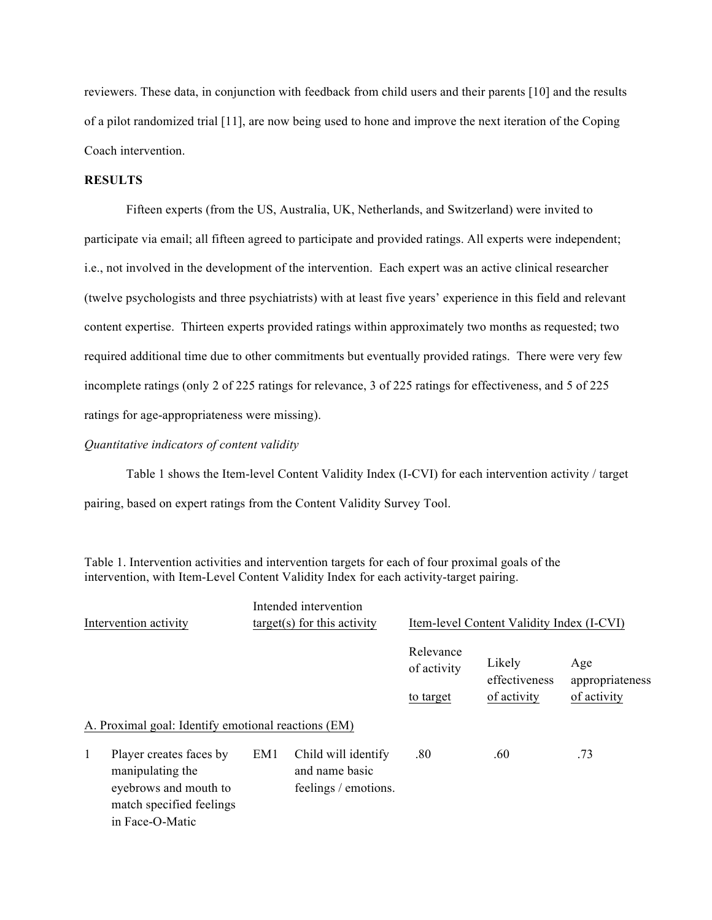reviewers. These data, in conjunction with feedback from child users and their parents [10] and the results of a pilot randomized trial [11], are now being used to hone and improve the next iteration of the Coping Coach intervention.

**RESULTS**

Fifteen experts (from the US, Australia, UK, Netherlands, and Switzerland) were invited to participate via email; all fifteen agreed to participate and provided ratings. All experts were independent; i.e., not involved in the development of the intervention. Each expert was an active clinical researcher (twelve psychologists and three psychiatrists) with at least five years' experience in this field and relevant content expertise. Thirteen experts provided ratings within approximately two months as requested; two required additional time due to other commitments but eventually provided ratings. There were very few incomplete ratings (only 2 of 225 ratings for relevance, 3 of 225 ratings for effectiveness, and 5 of 225 ratings for age-appropriateness were missing).

*Quantitative indicators of content validity*

Table 1 shows the Item-level Content Validity Index (I-CVI) for each intervention activity / target pairing, based on expert ratings from the Content Validity Survey Tool.

Table 1. Intervention activities and intervention targets for each of four proximal goals of the intervention, with Item-Level Content Validity Index for each activity-target pairing.

| | Intervention activity | | Intended intervention target(s) for this activity | Item-level Content Validity Index (I-CVI) | | |
|---|---|---|---|---|---|---|
| | | | | Relevance of activity to target | Likely effectiveness of activity | Age appropriateness of activity |
| A. Proximal goal: Identify emotional reactions (EM) | | | | | | |
| 1 | Player creates faces by manipulating the eyebrows and mouth to match specified feelings in Face-O-Matic | EM1 | Child will identify and name basic feelings / emotions. | .80 | .60 | .73 |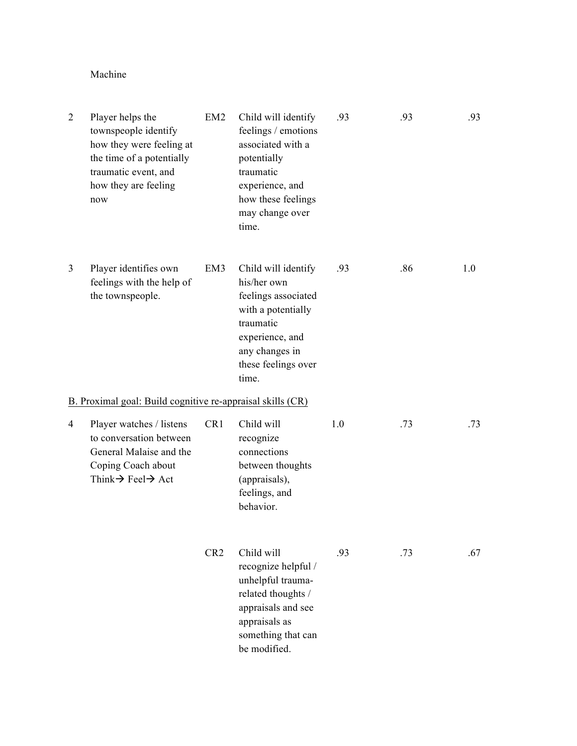| | | | | | | |
|---|---|---|---|---|---|---|
| | Machine | | | | | |
| 2 | Player helps the townspeople identify how they were feeling at the time of a potentially traumatic event, and how they are feeling now | EM2 | Child will identify feelings / emotions associated with a potentially traumatic experience, and how these feelings may change over time. | .93 | .93 | .93 |
| 3 | Player identifies own feelings with the help of the townspeople. | EM3 | Child will identify his/her own feelings associated with a potentially traumatic experience, and any changes in these feelings over time. | .93 | .86 | 1.0 |
| B. Proximal goal: Build cognitive re-appraisal skills (CR) | | | | | | |
| 4 | Player watches / listens to conversation between General Malaise and the Coping Coach about Think→ Feel→ Act | CR1 | Child will recognize connections between thoughts (appraisals), feelings, and behavior. | 1.0 | .73 | .73 |
| | | CR2 | Child will recognize helpful / unhelpful trauma-related thoughts / appraisals and see appraisals as something that can be modified. | .93 | .73 | .67 |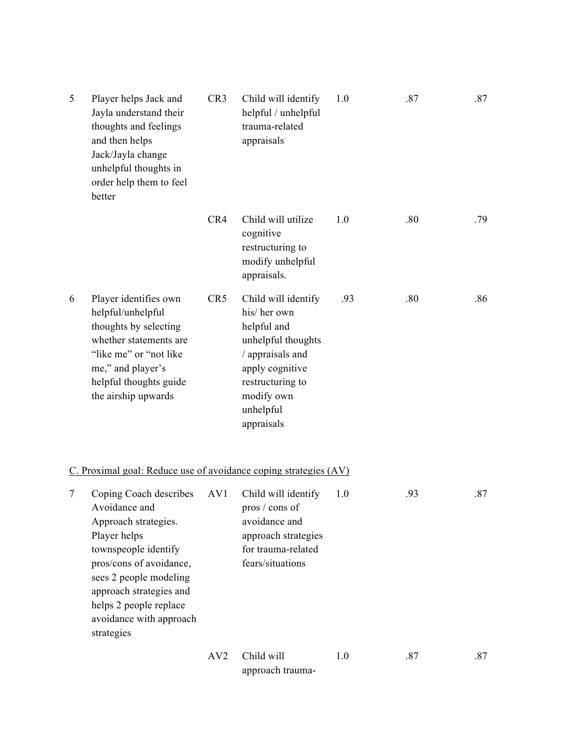| | | | | | | |
|---|---|---|---|---|---|---|
| 5 | Player helps Jack and Jayla understand their thoughts and feelings and then helps Jack/Jayla change unhelpful thoughts in order help them to feel better | CR3 | Child will identify helpful / unhelpful trauma-related appraisals | 1.0 | .87 | .87 |
| | | CR4 | Child will utilize cognitive restructuring to modify unhelpful appraisals. | 1.0 | .80 | .79 |
| 6 | Player identifies own helpful/unhelpful thoughts by selecting whether statements are "like me" or "not like me," and player's helpful thoughts guide the airship upwards | CR5 | Child will identify his/ her own helpful and unhelpful thoughts / appraisals and apply cognitive restructuring to modify own unhelpful appraisals | .93 | .80 | .86 |
| | C. Proximal goal: Reduce use of avoidance coping strategies (AV) | | | | | |
| 7 | Coping Coach describes Avoidance and Approach strategies. Player helps townspeople identify pros/cons of avoidance, sees 2 people modeling approach strategies and helps 2 people replace avoidance with approach strategies | AV1 | Child will identify pros / cons of avoidance and approach strategies for trauma-related fears/situations | 1.0 | .93 | .87 |
| | | AV2 | Child will approach trauma- | 1.0 | .87 | .87 |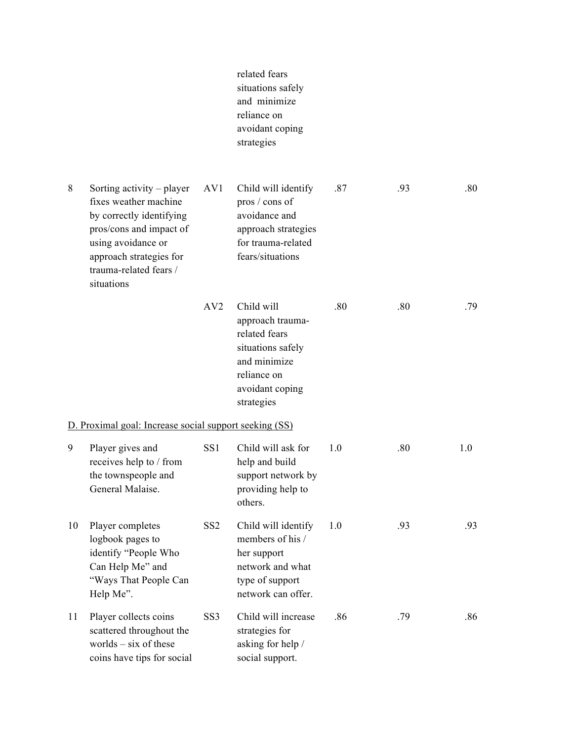| | | | related fears situations safely and minimize reliance on avoidant coping strategies | | | |
|---|---|---|---|---|---|---|
| 8 | Sorting activity – player fixes weather machine by correctly identifying pros/cons and impact of using avoidance or approach strategies for trauma-related fears / situations | AV1 | Child will identify pros / cons of avoidance and approach strategies for trauma-related fears/situations | .87 | .93 | .80 |
| | | AV2 | Child will approach trauma-related fears situations safely and minimize reliance on avoidant coping strategies | .80 | .80 | .79 |
| D. Proximal goal: Increase social support seeking (SS) | | | | | | |
| 9 | Player gives and receives help to / from the townspeople and General Malaise. | SS1 | Child will ask for help and build support network by providing help to others. | 1.0 | .80 | 1.0 |
| 10 | Player completes logbook pages to identify "People Who Can Help Me" and "Ways That People Can Help Me". | SS2 | Child will identify members of his / her support network and what type of support network can offer. | 1.0 | .93 | .93 |
| 11 | Player collects coins scattered throughout the worlds – six of these coins have tips for social | SS3 | Child will increase strategies for asking for help / social support. | .86 | .79 | .86 |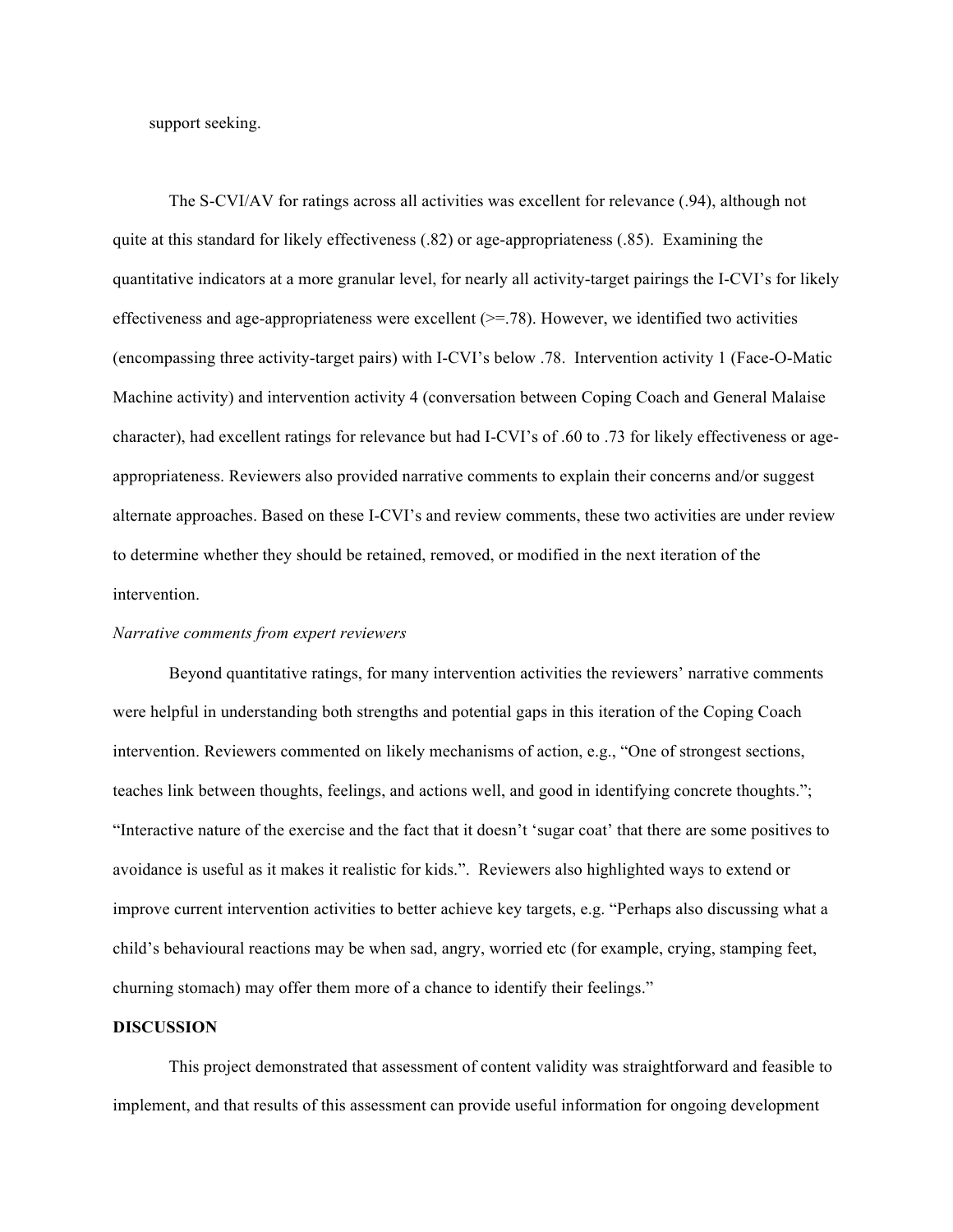support seeking.

The S-CVI/AV for ratings across all activities was excellent for relevance (.94), although not quite at this standard for likely effectiveness (.82) or age-appropriateness (.85). Examining the quantitative indicators at a more granular level, for nearly all activity-target pairings the I-CVI's for likely effectiveness and age-appropriateness were excellent (>=.78). However, we identified two activities (encompassing three activity-target pairs) with I-CVI's below .78. Intervention activity 1 (Face-O-Matic Machine activity) and intervention activity 4 (conversation between Coping Coach and General Malaise character), had excellent ratings for relevance but had I-CVI's of .60 to .73 for likely effectiveness or age-appropriateness. Reviewers also provided narrative comments to explain their concerns and/or suggest alternate approaches. Based on these I-CVI's and review comments, these two activities are under review to determine whether they should be retained, removed, or modified in the next iteration of the intervention.

*Narrative comments from expert reviewers*

Beyond quantitative ratings, for many intervention activities the reviewers' narrative comments were helpful in understanding both strengths and potential gaps in this iteration of the Coping Coach intervention. Reviewers commented on likely mechanisms of action, e.g., "One of strongest sections, teaches link between thoughts, feelings, and actions well, and good in identifying concrete thoughts."; "Interactive nature of the exercise and the fact that it doesn't 'sugar coat' that there are some positives to avoidance is useful as it makes it realistic for kids.". Reviewers also highlighted ways to extend or improve current intervention activities to better achieve key targets, e.g. "Perhaps also discussing what a child's behavioural reactions may be when sad, angry, worried etc (for example, crying, stamping feet, churning stomach) may offer them more of a chance to identify their feelings."

## DISCUSSION

This project demonstrated that assessment of content validity was straightforward and feasible to implement, and that results of this assessment can provide useful information for ongoing development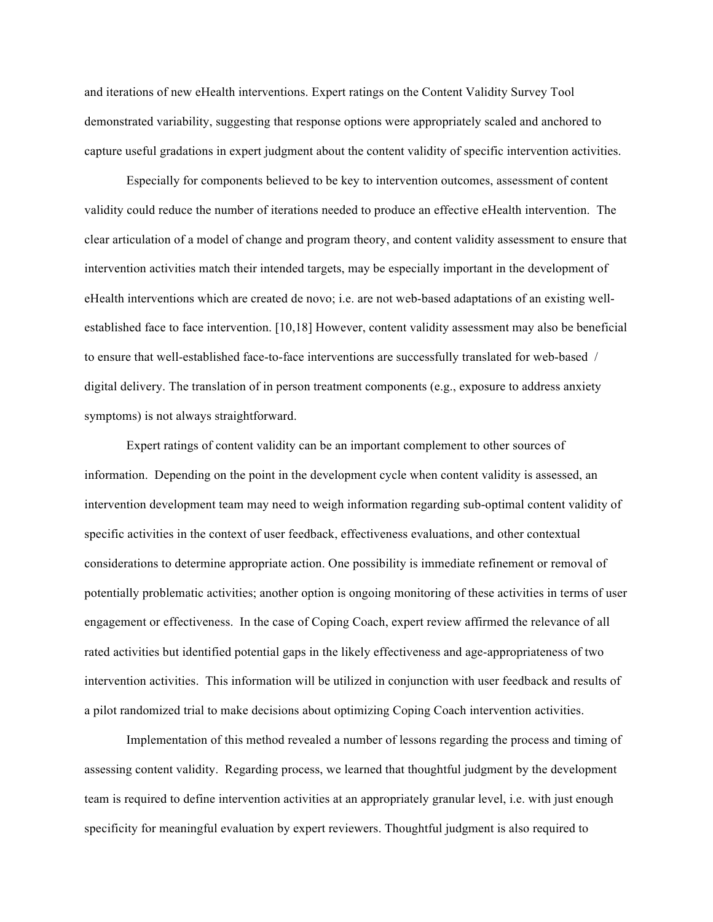and iterations of new eHealth interventions. Expert ratings on the Content Validity Survey Tool demonstrated variability, suggesting that response options were appropriately scaled and anchored to capture useful gradations in expert judgment about the content validity of specific intervention activities.

Especially for components believed to be key to intervention outcomes, assessment of content validity could reduce the number of iterations needed to produce an effective eHealth intervention. The clear articulation of a model of change and program theory, and content validity assessment to ensure that intervention activities match their intended targets, may be especially important in the development of eHealth interventions which are created de novo; i.e. are not web-based adaptations of an existing well-established face to face intervention. [10,18] However, content validity assessment may also be beneficial to ensure that well-established face-to-face interventions are successfully translated for web-based / digital delivery. The translation of in person treatment components (e.g., exposure to address anxiety symptoms) is not always straightforward.

Expert ratings of content validity can be an important complement to other sources of information. Depending on the point in the development cycle when content validity is assessed, an intervention development team may need to weigh information regarding sub-optimal content validity of specific activities in the context of user feedback, effectiveness evaluations, and other contextual considerations to determine appropriate action. One possibility is immediate refinement or removal of potentially problematic activities; another option is ongoing monitoring of these activities in terms of user engagement or effectiveness. In the case of Coping Coach, expert review affirmed the relevance of all rated activities but identified potential gaps in the likely effectiveness and age-appropriateness of two intervention activities. This information will be utilized in conjunction with user feedback and results of a pilot randomized trial to make decisions about optimizing Coping Coach intervention activities.

Implementation of this method revealed a number of lessons regarding the process and timing of assessing content validity. Regarding process, we learned that thoughtful judgment by the development team is required to define intervention activities at an appropriately granular level, i.e. with just enough specificity for meaningful evaluation by expert reviewers. Thoughtful judgment is also required to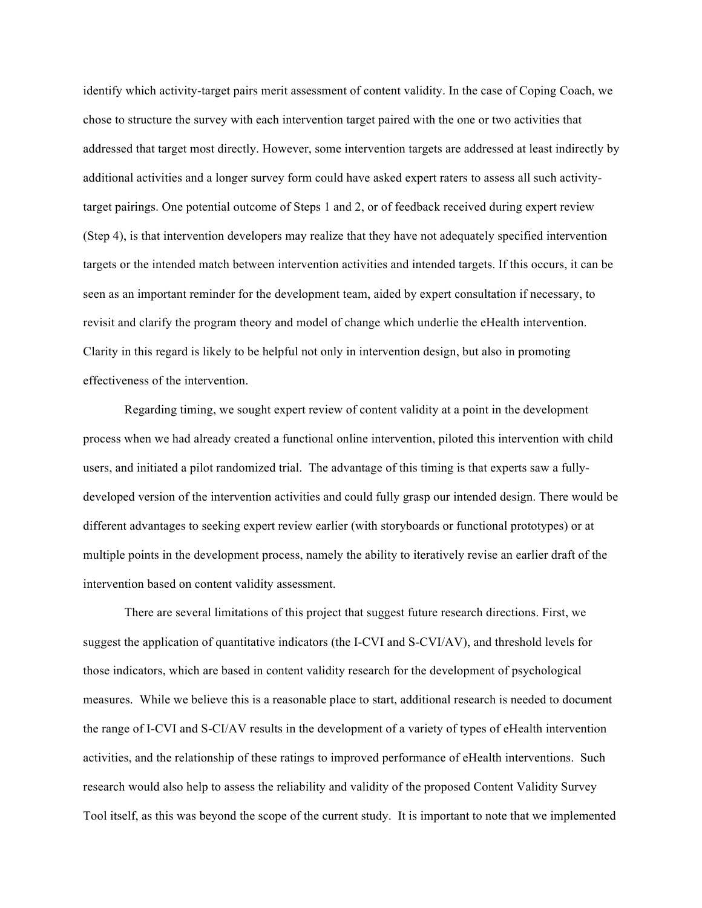identify which activity-target pairs merit assessment of content validity. In the case of Coping Coach, we chose to structure the survey with each intervention target paired with the one or two activities that addressed that target most directly. However, some intervention targets are addressed at least indirectly by additional activities and a longer survey form could have asked expert raters to assess all such activity-target pairings. One potential outcome of Steps 1 and 2, or of feedback received during expert review (Step 4), is that intervention developers may realize that they have not adequately specified intervention targets or the intended match between intervention activities and intended targets. If this occurs, it can be seen as an important reminder for the development team, aided by expert consultation if necessary, to revisit and clarify the program theory and model of change which underlie the eHealth intervention. Clarity in this regard is likely to be helpful not only in intervention design, but also in promoting effectiveness of the intervention.

Regarding timing, we sought expert review of content validity at a point in the development process when we had already created a functional online intervention, piloted this intervention with child users, and initiated a pilot randomized trial. The advantage of this timing is that experts saw a fully-developed version of the intervention activities and could fully grasp our intended design. There would be different advantages to seeking expert review earlier (with storyboards or functional prototypes) or at multiple points in the development process, namely the ability to iteratively revise an earlier draft of the intervention based on content validity assessment.

There are several limitations of this project that suggest future research directions. First, we suggest the application of quantitative indicators (the I-CVI and S-CVI/AV), and threshold levels for those indicators, which are based in content validity research for the development of psychological measures. While we believe this is a reasonable place to start, additional research is needed to document the range of I-CVI and S-CI/AV results in the development of a variety of types of eHealth intervention activities, and the relationship of these ratings to improved performance of eHealth interventions. Such research would also help to assess the reliability and validity of the proposed Content Validity Survey Tool itself, as this was beyond the scope of the current study. It is important to note that we implemented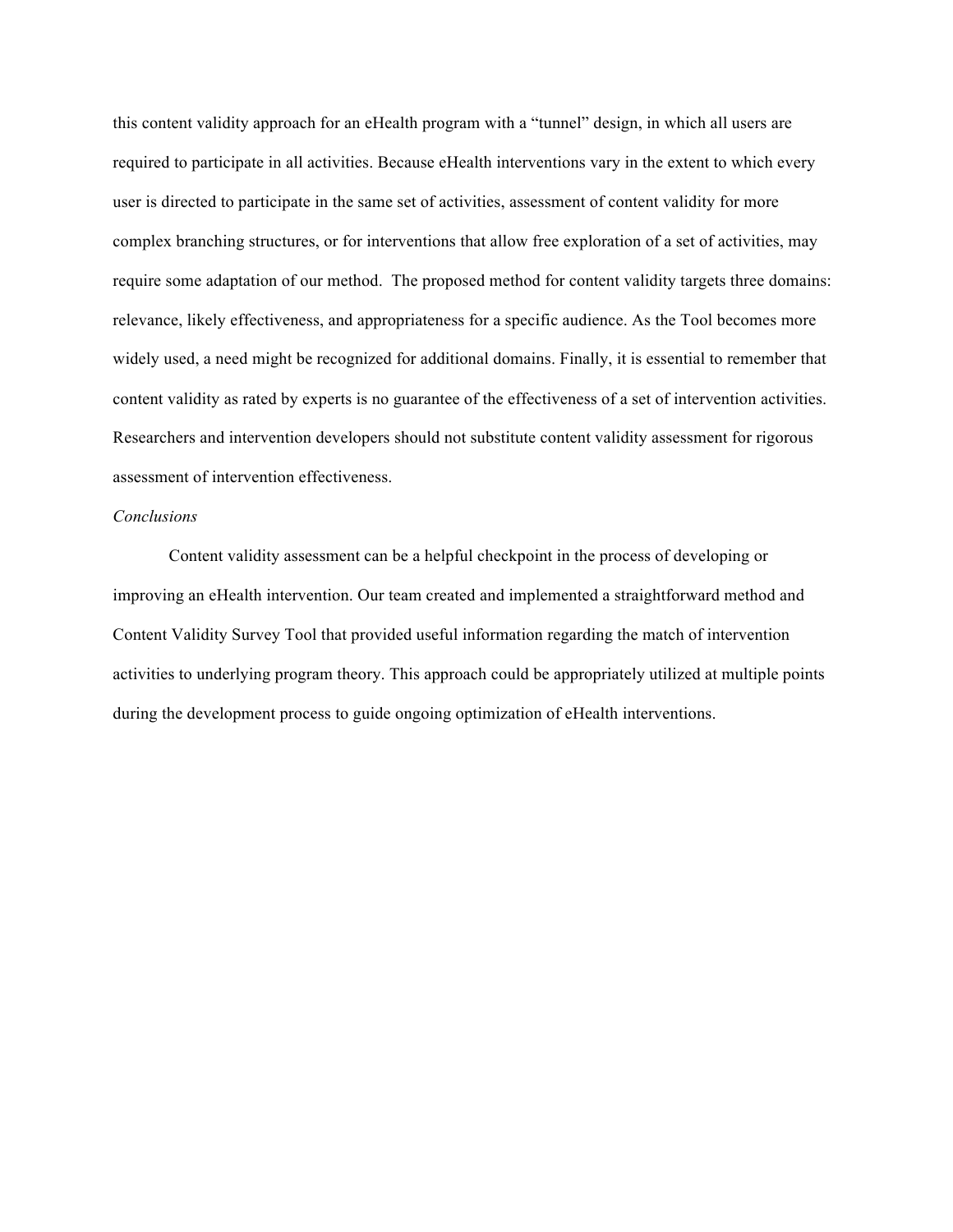this content validity approach for an eHealth program with a "tunnel" design, in which all users are required to participate in all activities. Because eHealth interventions vary in the extent to which every user is directed to participate in the same set of activities, assessment of content validity for more complex branching structures, or for interventions that allow free exploration of a set of activities, may require some adaptation of our method. The proposed method for content validity targets three domains: relevance, likely effectiveness, and appropriateness for a specific audience. As the Tool becomes more widely used, a need might be recognized for additional domains. Finally, it is essential to remember that content validity as rated by experts is no guarantee of the effectiveness of a set of intervention activities. Researchers and intervention developers should not substitute content validity assessment for rigorous assessment of intervention effectiveness.

*Conclusions*

Content validity assessment can be a helpful checkpoint in the process of developing or improving an eHealth intervention. Our team created and implemented a straightforward method and Content Validity Survey Tool that provided useful information regarding the match of intervention activities to underlying program theory. This approach could be appropriately utilized at multiple points during the development process to guide ongoing optimization of eHealth interventions.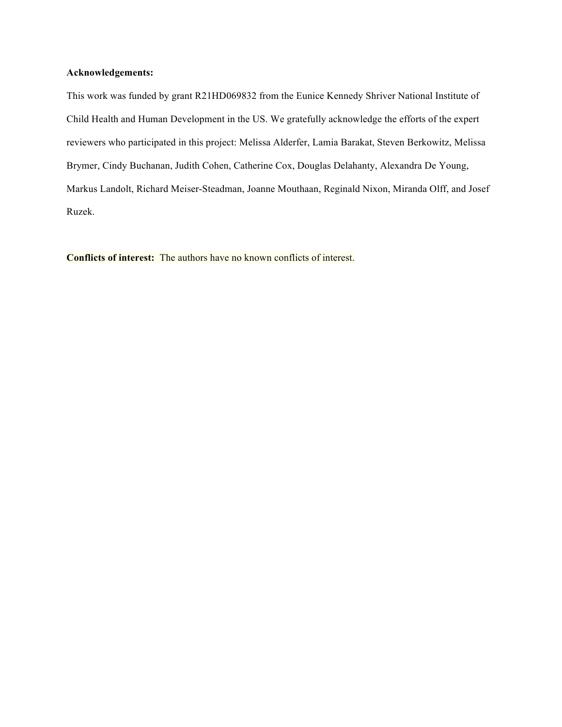**Acknowledgements:**

This work was funded by grant R21HD069832 from the Eunice Kennedy Shriver National Institute of Child Health and Human Development in the US. We gratefully acknowledge the efforts of the expert reviewers who participated in this project: Melissa Alderfer, Lamia Barakat, Steven Berkowitz, Melissa Brymer, Cindy Buchanan, Judith Cohen, Catherine Cox, Douglas Delahanty, Alexandra De Young, Markus Landolt, Richard Meiser-Steadman, Joanne Mouthaan, Reginald Nixon, Miranda Olff, and Josef Ruzek.

**Conflicts of interest:** The authors have no known conflicts of interest.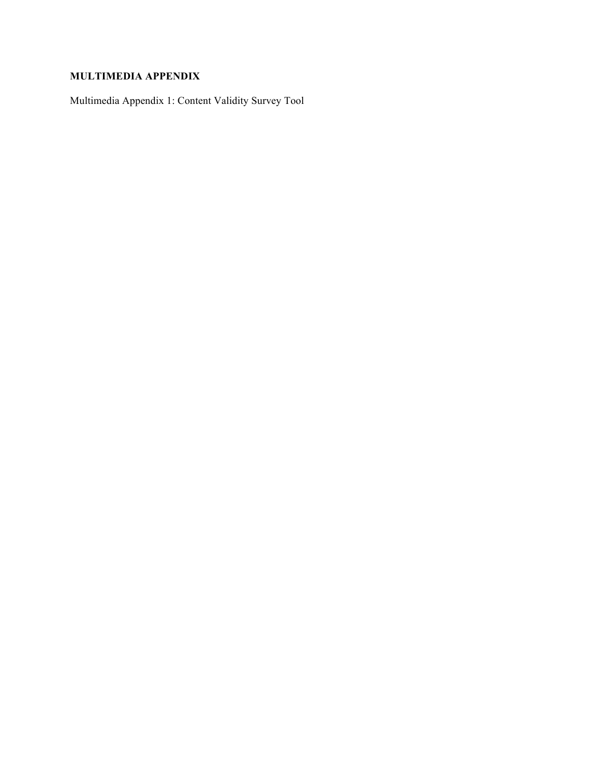## MULTIMEDIA APPENDIX

Multimedia Appendix 1: Content Validity Survey Tool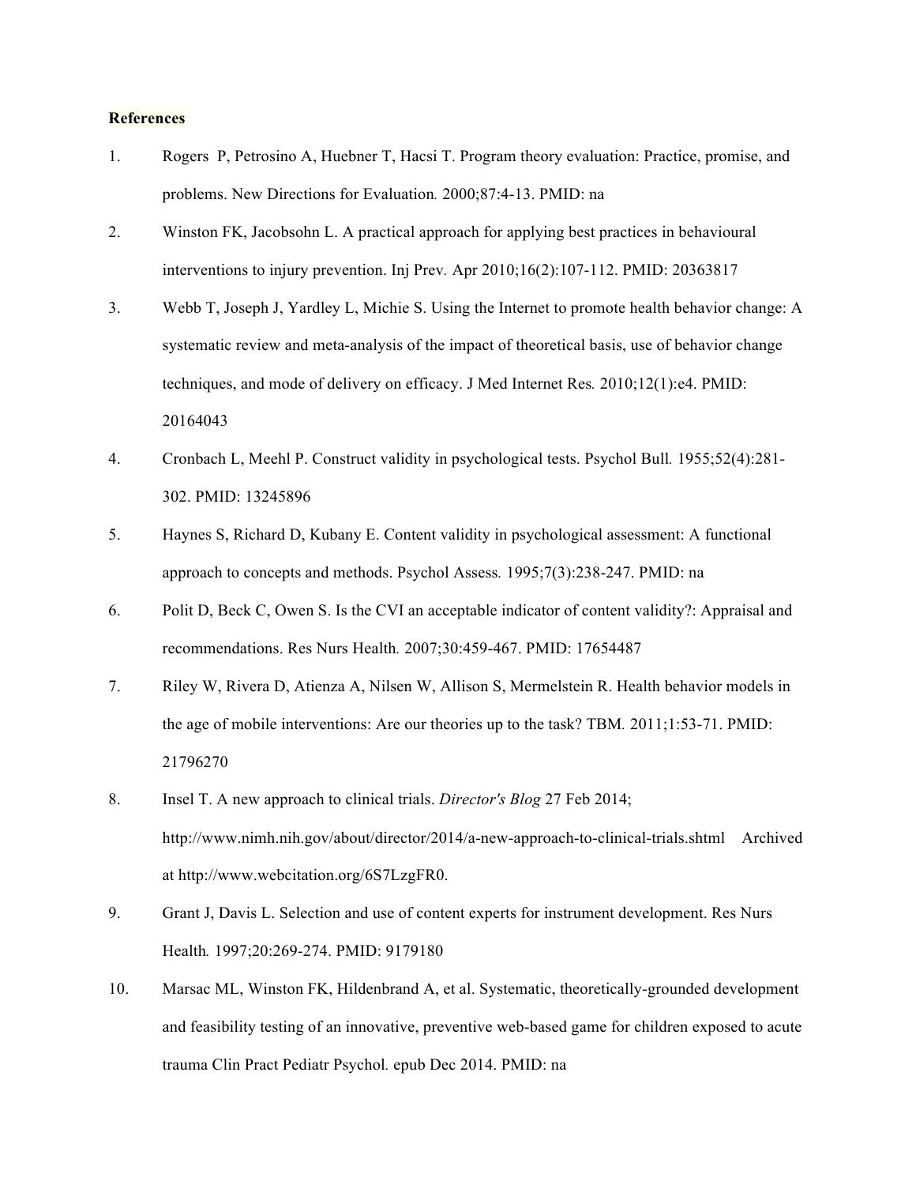**References**

1. Rogers P, Petrosino A, Huebner T, Hacsi T. Program theory evaluation: Practice, promise, and problems. New Directions for Evaluation. 2000;87:4-13. PMID: na
2. Winston FK, Jacobsohn L. A practical approach for applying best practices in behavioural interventions to injury prevention. Inj Prev. Apr 2010;16(2):107-112. PMID: 20363817
3. Webb T, Joseph J, Yardley L, Michie S. Using the Internet to promote health behavior change: A systematic review and meta-analysis of the impact of theoretical basis, use of behavior change techniques, and mode of delivery on efficacy. J Med Internet Res. 2010;12(1):e4. PMID: 20164043
4. Cronbach L, Meehl P. Construct validity in psychological tests. Psychol Bull. 1955;52(4):281-302. PMID: 13245896
5. Haynes S, Richard D, Kubany E. Content validity in psychological assessment: A functional approach to concepts and methods. Psychol Assess. 1995;7(3):238-247. PMID: na
6. Polit D, Beck C, Owen S. Is the CVI an acceptable indicator of content validity?: Appraisal and recommendations. Res Nurs Health. 2007;30:459-467. PMID: 17654487
7. Riley W, Rivera D, Atienza A, Nilsen W, Allison S, Mermelstein R. Health behavior models in the age of mobile interventions: Are our theories up to the task? TBM. 2011;1:53-71. PMID: 21796270
8. Insel T. A new approach to clinical trials. *Director's Blog* 27 Feb 2014; http://www.nimh.nih.gov/about/director/2014/a-new-approach-to-clinical-trials.shtml Archived at http://www.webcitation.org/6S7LzgFR0.
9. Grant J, Davis L. Selection and use of content experts for instrument development. Res Nurs Health. 1997;20:269-274. PMID: 9179180
10. Marsac ML, Winston FK, Hildenbrand A, et al. Systematic, theoretically-grounded development and feasibility testing of an innovative, preventive web-based game for children exposed to acute trauma Clin Pract Pediatr Psychol. epub Dec 2014. PMID: na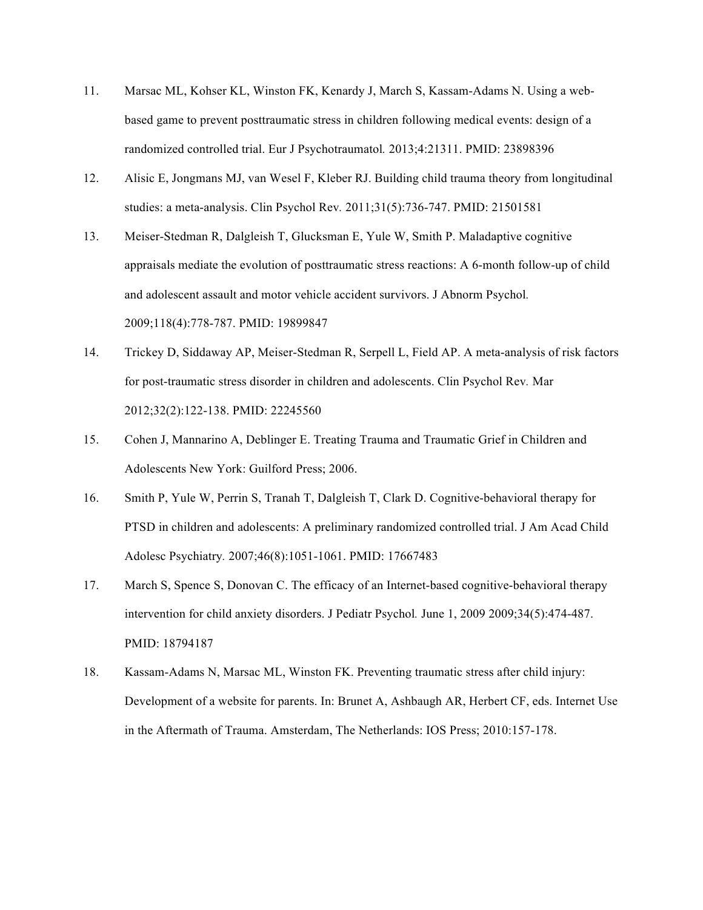11. Marsac ML, Kohser KL, Winston FK, Kenardy J, March S, Kassam-Adams N. Using a web-based game to prevent posttraumatic stress in children following medical events: design of a randomized controlled trial. *Eur J Psychotraumatol.* 2013;4:21311. PMID: 23898396

12. Alisic E, Jongmans MJ, van Wesel F, Kleber RJ. Building child trauma theory from longitudinal studies: a meta-analysis. *Clin Psychol Rev.* 2011;31(5):736-747. PMID: 21501581

13. Meiser-Stedman R, Dalgleish T, Glucksman E, Yule W, Smith P. Maladaptive cognitive appraisals mediate the evolution of posttraumatic stress reactions: A 6-month follow-up of child and adolescent assault and motor vehicle accident survivors. *J Abnorm Psychol.* 2009;118(4):778-787. PMID: 19899847

14. Trickey D, Siddaway AP, Meiser-Stedman R, Serpell L, Field AP. A meta-analysis of risk factors for post-traumatic stress disorder in children and adolescents. *Clin Psychol Rev.* Mar 2012;32(2):122-138. PMID: 22245560

15. Cohen J, Mannarino A, Deblinger E. Treating Trauma and Traumatic Grief in Children and Adolescents New York: Guilford Press; 2006.

16. Smith P, Yule W, Perrin S, Tranah T, Dalgleish T, Clark D. Cognitive-behavioral therapy for PTSD in children and adolescents: A preliminary randomized controlled trial. *J Am Acad Child Adolesc Psychiatry.* 2007;46(8):1051-1061. PMID: 17667483

17. March S, Spence S, Donovan C. The efficacy of an Internet-based cognitive-behavioral therapy intervention for child anxiety disorders. *J Pediatr Psychol.* June 1, 2009 2009;34(5):474-487. PMID: 18794187

18. Kassam-Adams N, Marsac ML, Winston FK. Preventing traumatic stress after child injury: Development of a website for parents. In: Brunet A, Ashbaugh AR, Herbert CF, eds. Internet Use in the Aftermath of Trauma. Amsterdam, The Netherlands: IOS Press; 2010:157-178.